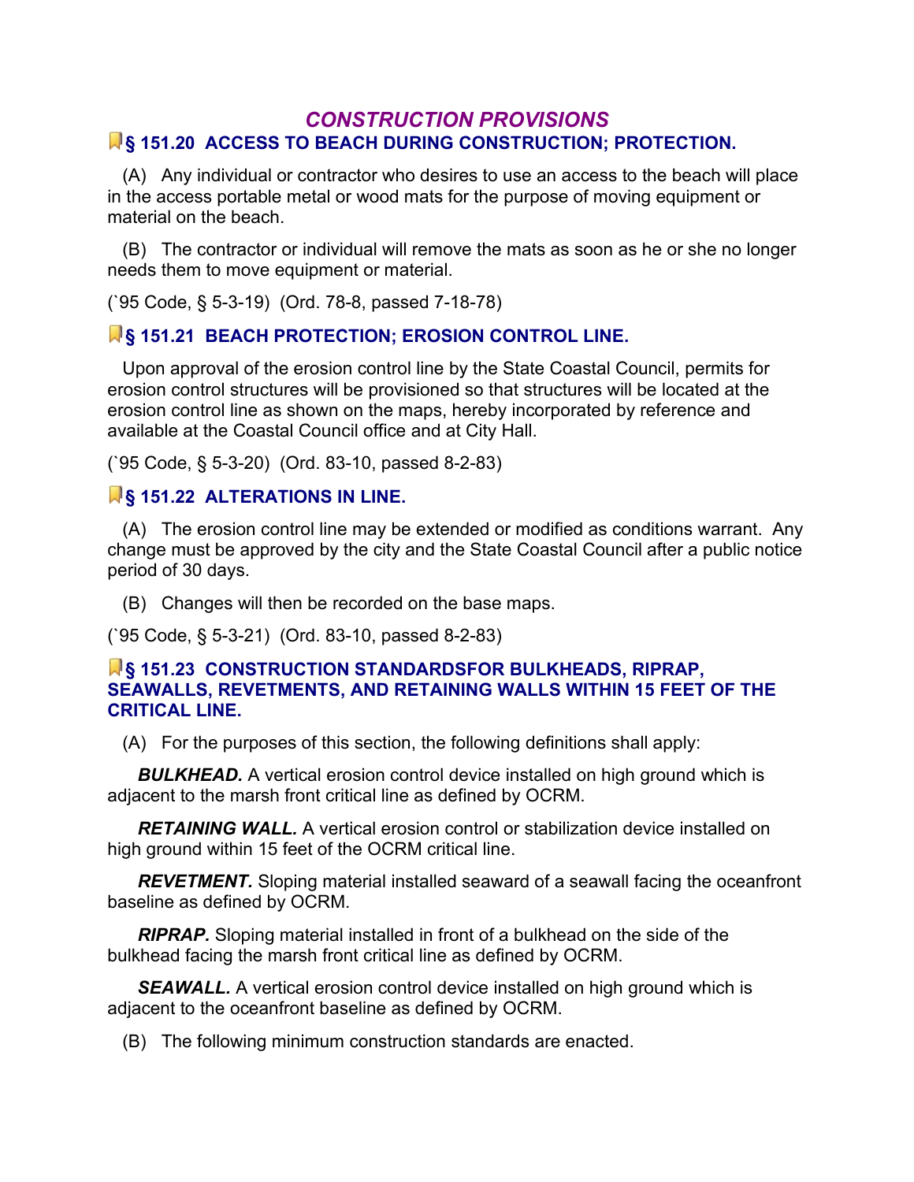## *CONSTRUCTION PROVISIONS*

### § 151.20 ACCESS TO BEACH DURING CONSTRUCTION; PROTECTION.

(A) Any individual or contractor who desires to use an access to the beach will place in the access portable metal or wood mats for the purpose of moving equipment or material on the beach.

(B) The contractor or individual will remove the mats as soon as he or she no longer needs them to move equipment or material.

(`95 Code, § 5-3-19) (Ord. 78-8, passed 7-18-78)

### § 151.21 BEACH PROTECTION; EROSION CONTROL LINE.

Upon approval of the erosion control line by the State Coastal Council, permits for erosion control structures will be provisioned so that structures will be located at the erosion control line as shown on the maps, hereby incorporated by reference and available at the Coastal Council office and at City Hall.

(`95 Code, § 5-3-20) (Ord. 83-10, passed 8-2-83)

### § 151.22 ALTERATIONS IN LINE.

(A) The erosion control line may be extended or modified as conditions warrant. Any change must be approved by the city and the State Coastal Council after a public notice period of 30 days.

(B) Changes will then be recorded on the base maps.

(`95 Code, § 5-3-21) (Ord. 83-10, passed 8-2-83)

### § 151.23 CONSTRUCTION STANDARDSFOR BULKHEADS, RIPRAP, SEAWALLS, REVETMENTS, AND RETAINING WALLS WITHIN 15 FEET OF THE CRITICAL LINE.

(A) For the purposes of this section, the following definitions shall apply:

***BULKHEAD.*** A vertical erosion control device installed on high ground which is adjacent to the marsh front critical line as defined by OCRM.

***RETAINING WALL.*** A vertical erosion control or stabilization device installed on high ground within 15 feet of the OCRM critical line.

***REVETMENT.*** Sloping material installed seaward of a seawall facing the oceanfront baseline as defined by OCRM.

***RIPRAP.*** Sloping material installed in front of a bulkhead on the side of the bulkhead facing the marsh front critical line as defined by OCRM.

***SEAWALL.*** A vertical erosion control device installed on high ground which is adjacent to the oceanfront baseline as defined by OCRM.

(B) The following minimum construction standards are enacted.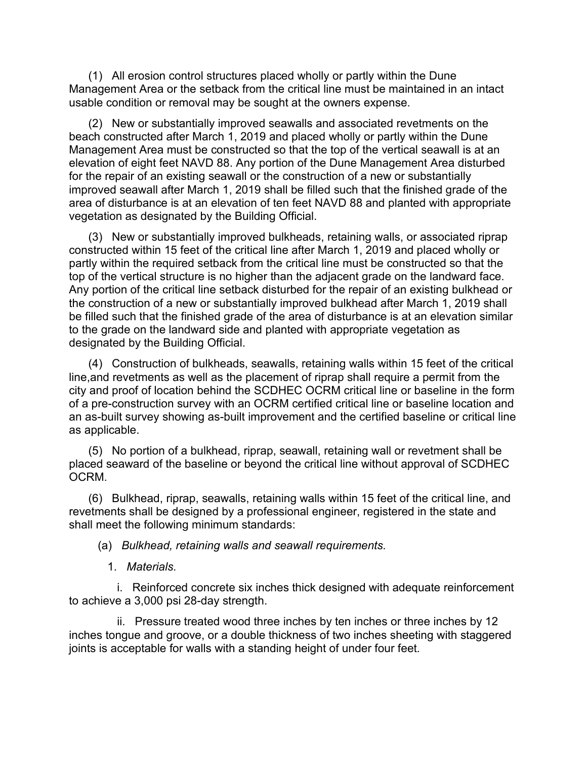(1) All erosion control structures placed wholly or partly within the Dune Management Area or the setback from the critical line must be maintained in an intact usable condition or removal may be sought at the owners expense.

(2) New or substantially improved seawalls and associated revetments on the beach constructed after March 1, 2019 and placed wholly or partly within the Dune Management Area must be constructed so that the top of the vertical seawall is at an elevation of eight feet NAVD 88. Any portion of the Dune Management Area disturbed for the repair of an existing seawall or the construction of a new or substantially improved seawall after March 1, 2019 shall be filled such that the finished grade of the area of disturbance is at an elevation of ten feet NAVD 88 and planted with appropriate vegetation as designated by the Building Official.

(3) New or substantially improved bulkheads, retaining walls, or associated riprap constructed within 15 feet of the critical line after March 1, 2019 and placed wholly or partly within the required setback from the critical line must be constructed so that the top of the vertical structure is no higher than the adjacent grade on the landward face. Any portion of the critical line setback disturbed for the repair of an existing bulkhead or the construction of a new or substantially improved bulkhead after March 1, 2019 shall be filled such that the finished grade of the area of disturbance is at an elevation similar to the grade on the landward side and planted with appropriate vegetation as designated by the Building Official.

(4) Construction of bulkheads, seawalls, retaining walls within 15 feet of the critical line,and revetments as well as the placement of riprap shall require a permit from the city and proof of location behind the SCDHEC OCRM critical line or baseline in the form of a pre-construction survey with an OCRM certified critical line or baseline location and an as-built survey showing as-built improvement and the certified baseline or critical line as applicable.

(5) No portion of a bulkhead, riprap, seawall, retaining wall or revetment shall be placed seaward of the baseline or beyond the critical line without approval of SCDHEC OCRM.

(6) Bulkhead, riprap, seawalls, retaining walls within 15 feet of the critical line, and revetments shall be designed by a professional engineer, registered in the state and shall meet the following minimum standards:

(a) *Bulkhead, retaining walls and seawall requirements.*

1. *Materials.*

i. Reinforced concrete six inches thick designed with adequate reinforcement to achieve a 3,000 psi 28-day strength.

ii. Pressure treated wood three inches by ten inches or three inches by 12 inches tongue and groove, or a double thickness of two inches sheeting with staggered joints is acceptable for walls with a standing height of under four feet.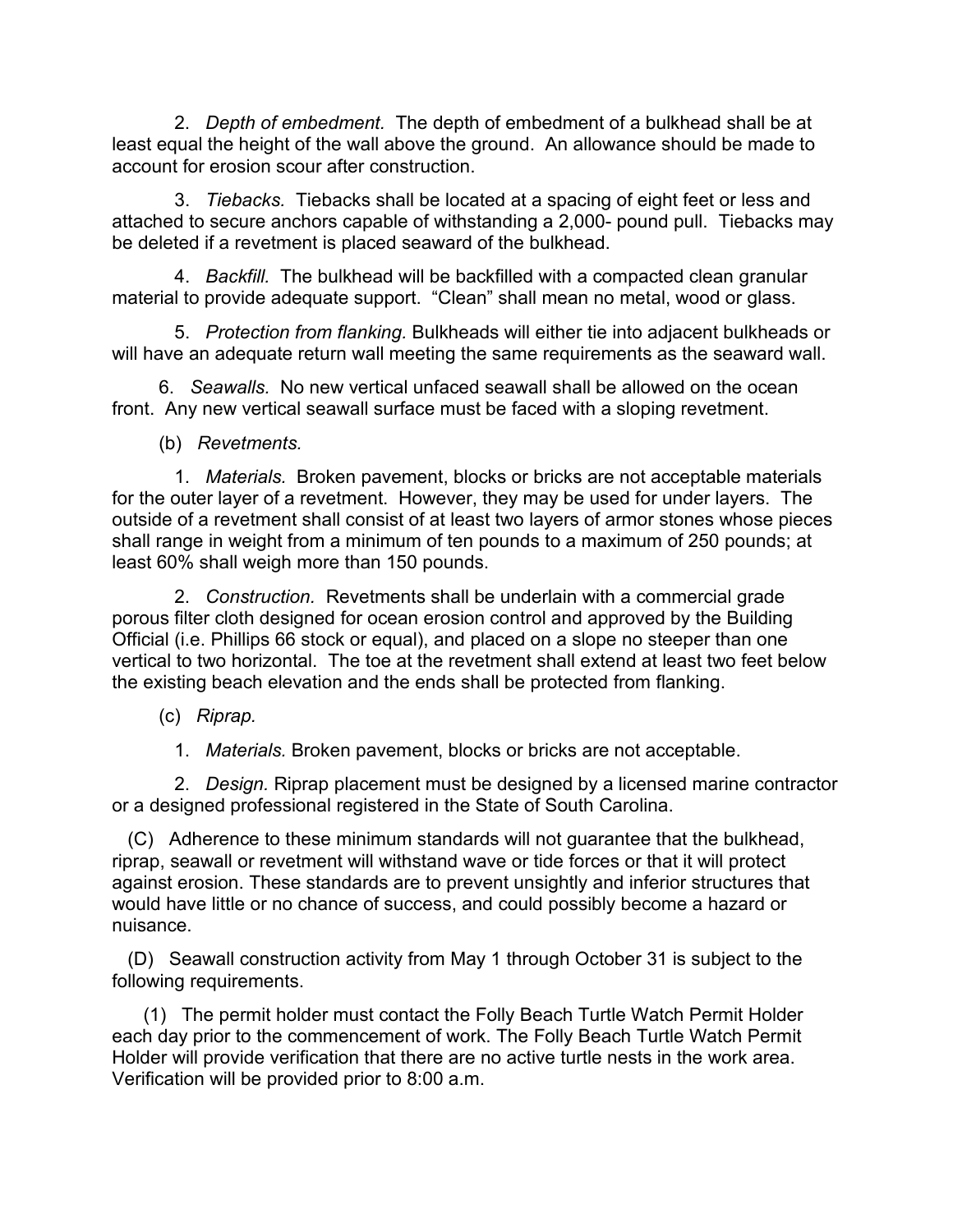2. *Depth of embedment.* The depth of embedment of a bulkhead shall be at least equal the height of the wall above the ground. An allowance should be made to account for erosion scour after construction.

3. *Tiebacks.* Tiebacks shall be located at a spacing of eight feet or less and attached to secure anchors capable of withstanding a 2,000- pound pull. Tiebacks may be deleted if a revetment is placed seaward of the bulkhead.

4. *Backfill.* The bulkhead will be backfilled with a compacted clean granular material to provide adequate support. "Clean" shall mean no metal, wood or glass.

5. *Protection from flanking.* Bulkheads will either tie into adjacent bulkheads or will have an adequate return wall meeting the same requirements as the seaward wall.

6. *Seawalls.* No new vertical unfaced seawall shall be allowed on the ocean front. Any new vertical seawall surface must be faced with a sloping revetment.

(b) *Revetments.*

1. *Materials.* Broken pavement, blocks or bricks are not acceptable materials for the outer layer of a revetment. However, they may be used for under layers. The outside of a revetment shall consist of at least two layers of armor stones whose pieces shall range in weight from a minimum of ten pounds to a maximum of 250 pounds; at least 60% shall weigh more than 150 pounds.

2. *Construction.* Revetments shall be underlain with a commercial grade porous filter cloth designed for ocean erosion control and approved by the Building Official (i.e. Phillips 66 stock or equal), and placed on a slope no steeper than one vertical to two horizontal. The toe at the revetment shall extend at least two feet below the existing beach elevation and the ends shall be protected from flanking.

(c) *Riprap.*

1. *Materials.* Broken pavement, blocks or bricks are not acceptable.

2. *Design.* Riprap placement must be designed by a licensed marine contractor or a designed professional registered in the State of South Carolina.

(C) Adherence to these minimum standards will not guarantee that the bulkhead, riprap, seawall or revetment will withstand wave or tide forces or that it will protect against erosion. These standards are to prevent unsightly and inferior structures that would have little or no chance of success, and could possibly become a hazard or nuisance.

(D) Seawall construction activity from May 1 through October 31 is subject to the following requirements.

(1) The permit holder must contact the Folly Beach Turtle Watch Permit Holder each day prior to the commencement of work. The Folly Beach Turtle Watch Permit Holder will provide verification that there are no active turtle nests in the work area. Verification will be provided prior to 8:00 a.m.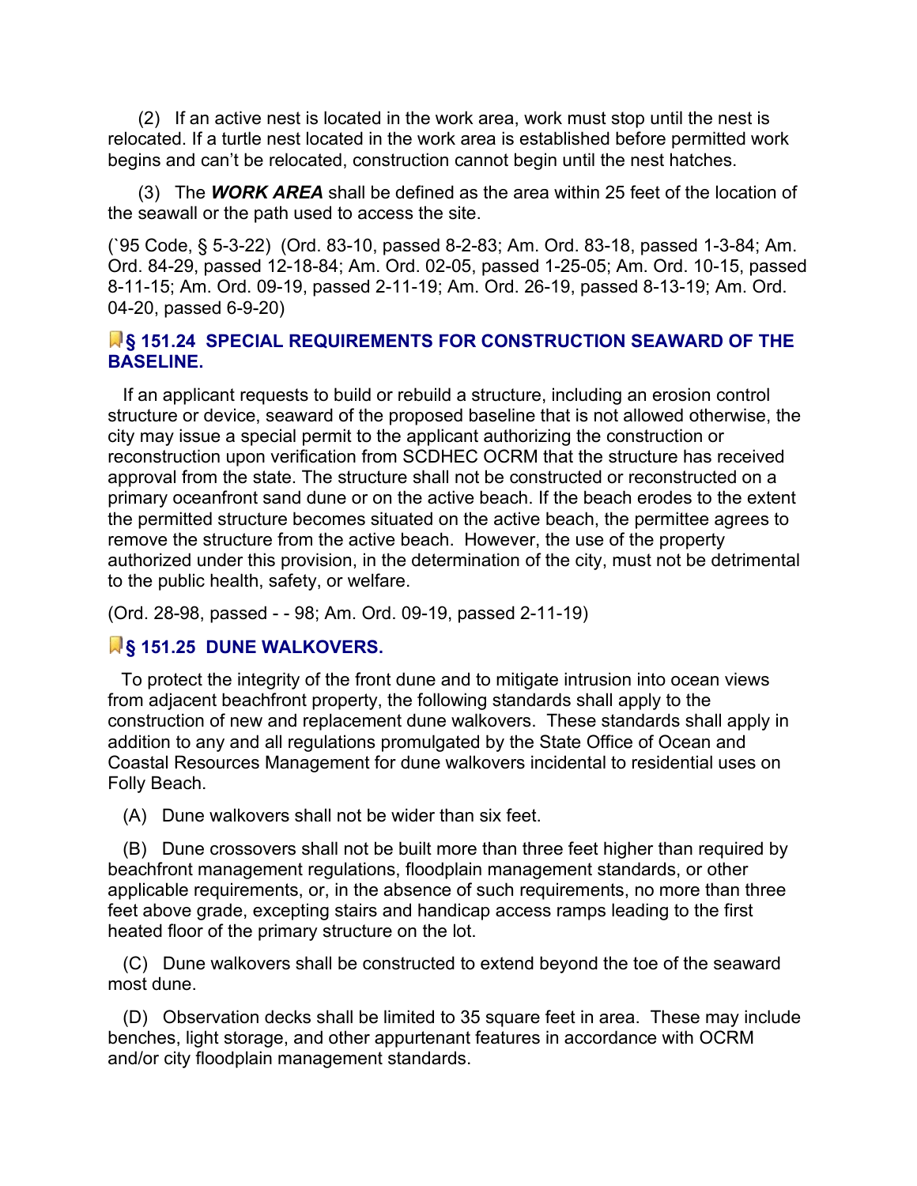(2) If an active nest is located in the work area, work must stop until the nest is relocated. If a turtle nest located in the work area is established before permitted work begins and can't be relocated, construction cannot begin until the nest hatches.

(3) The ***WORK AREA*** shall be defined as the area within 25 feet of the location of the seawall or the path used to access the site.

(`95 Code, § 5-3-22) (Ord. 83-10, passed 8-2-83; Am. Ord. 83-18, passed 1-3-84; Am. Ord. 84-29, passed 12-18-84; Am. Ord. 02-05, passed 1-25-05; Am. Ord. 10-15, passed 8-11-15; Am. Ord. 09-19, passed 2-11-19; Am. Ord. 26-19, passed 8-13-19; Am. Ord. 04-20, passed 6-9-20)

## § 151.24 SPECIAL REQUIREMENTS FOR CONSTRUCTION SEAWARD OF THE BASELINE.

If an applicant requests to build or rebuild a structure, including an erosion control structure or device, seaward of the proposed baseline that is not allowed otherwise, the city may issue a special permit to the applicant authorizing the construction or reconstruction upon verification from SCDHEC OCRM that the structure has received approval from the state. The structure shall not be constructed or reconstructed on a primary oceanfront sand dune or on the active beach. If the beach erodes to the extent the permitted structure becomes situated on the active beach, the permittee agrees to remove the structure from the active beach. However, the use of the property authorized under this provision, in the determination of the city, must not be detrimental to the public health, safety, or welfare.

(Ord. 28-98, passed - - 98; Am. Ord. 09-19, passed 2-11-19)

## § 151.25 DUNE WALKOVERS.

To protect the integrity of the front dune and to mitigate intrusion into ocean views from adjacent beachfront property, the following standards shall apply to the construction of new and replacement dune walkovers. These standards shall apply in addition to any and all regulations promulgated by the State Office of Ocean and Coastal Resources Management for dune walkovers incidental to residential uses on Folly Beach.

(A) Dune walkovers shall not be wider than six feet.

(B) Dune crossovers shall not be built more than three feet higher than required by beachfront management regulations, floodplain management standards, or other applicable requirements, or, in the absence of such requirements, no more than three feet above grade, excepting stairs and handicap access ramps leading to the first heated floor of the primary structure on the lot.

(C) Dune walkovers shall be constructed to extend beyond the toe of the seaward most dune.

(D) Observation decks shall be limited to 35 square feet in area. These may include benches, light storage, and other appurtenant features in accordance with OCRM and/or city floodplain management standards.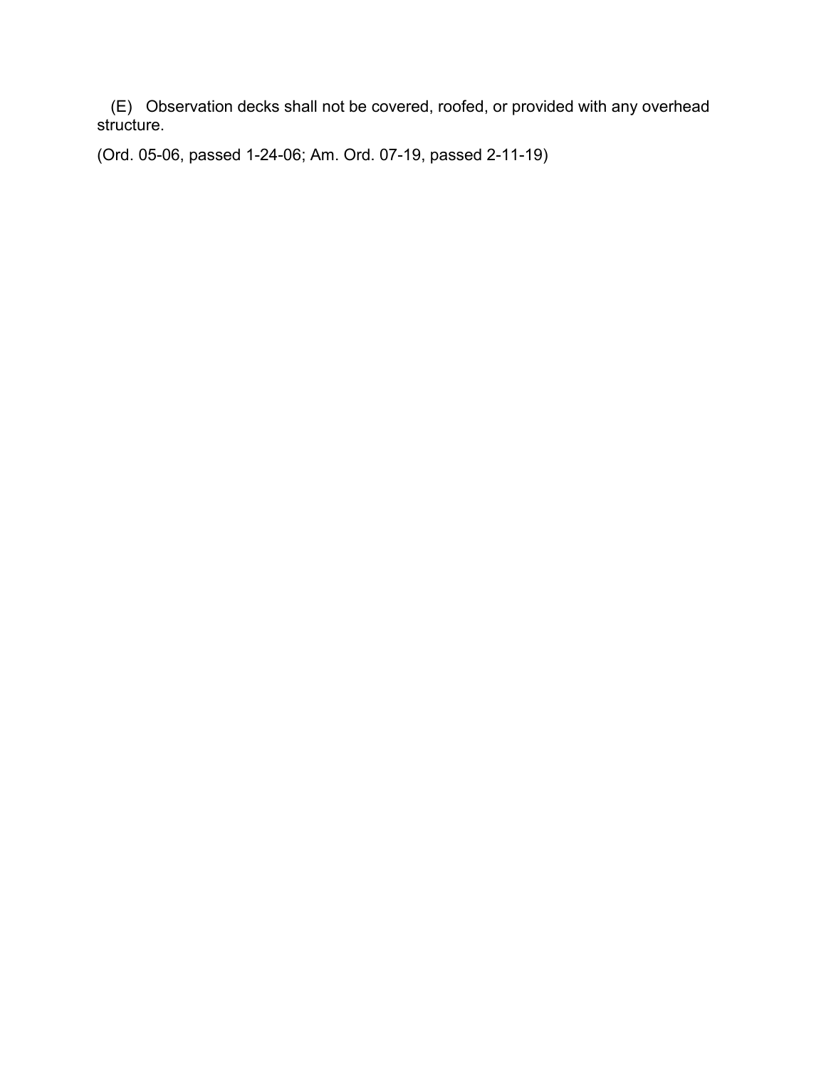(E) Observation decks shall not be covered, roofed, or provided with any overhead structure.

(Ord. 05-06, passed 1-24-06; Am. Ord. 07-19, passed 2-11-19)